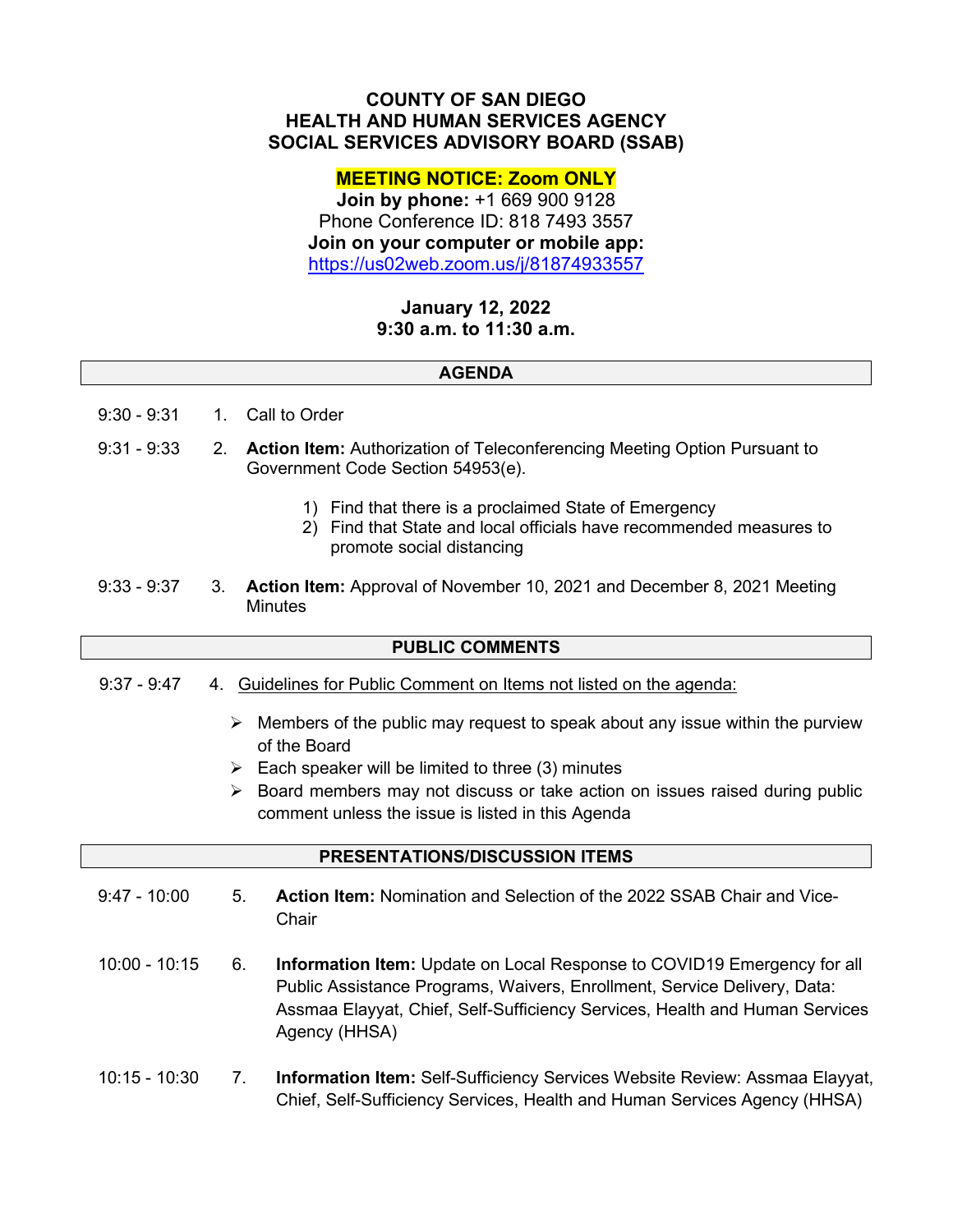# COUNTY OF SAN DIEGO
# HEALTH AND HUMAN SERVICES AGENCY
# SOCIAL SERVICES ADVISORY BOARD (SSAB)

**MEETING NOTICE: Zoom ONLY**

**Join by phone:** +1 669 900 9128

Phone Conference ID: 818 7493 3557

**Join on your computer or mobile app:**

https://us02web.zoom.us/j/81874933557

**January 12, 2022**

**9:30 a.m. to 11:30 a.m.**

## AGENDA

9:30 - 9:31 1. Call to Order

9:31 - 9:33 2. **Action Item:** Authorization of Teleconferencing Meeting Option Pursuant to Government Code Section 54953(e).

1) Find that there is a proclaimed State of Emergency
2) Find that State and local officials have recommended measures to promote social distancing

9:33 - 9:37 3. **Action Item:** Approval of November 10, 2021 and December 8, 2021 Meeting Minutes

## PUBLIC COMMENTS

9:37 - 9:47 4. Guidelines for Public Comment on Items not listed on the agenda:

- Members of the public may request to speak about any issue within the purview of the Board
- Each speaker will be limited to three (3) minutes
- Board members may not discuss or take action on issues raised during public comment unless the issue is listed in this Agenda

## PRESENTATIONS/DISCUSSION ITEMS

9:47 - 10:00 5. **Action Item:** Nomination and Selection of the 2022 SSAB Chair and Vice-Chair

10:00 - 10:15 6. **Information Item:** Update on Local Response to COVID19 Emergency for all Public Assistance Programs, Waivers, Enrollment, Service Delivery, Data: Assmaa Elayyat, Chief, Self-Sufficiency Services, Health and Human Services Agency (HHSA)

10:15 - 10:30 7. **Information Item:** Self-Sufficiency Services Website Review: Assmaa Elayyat, Chief, Self-Sufficiency Services, Health and Human Services Agency (HHSA)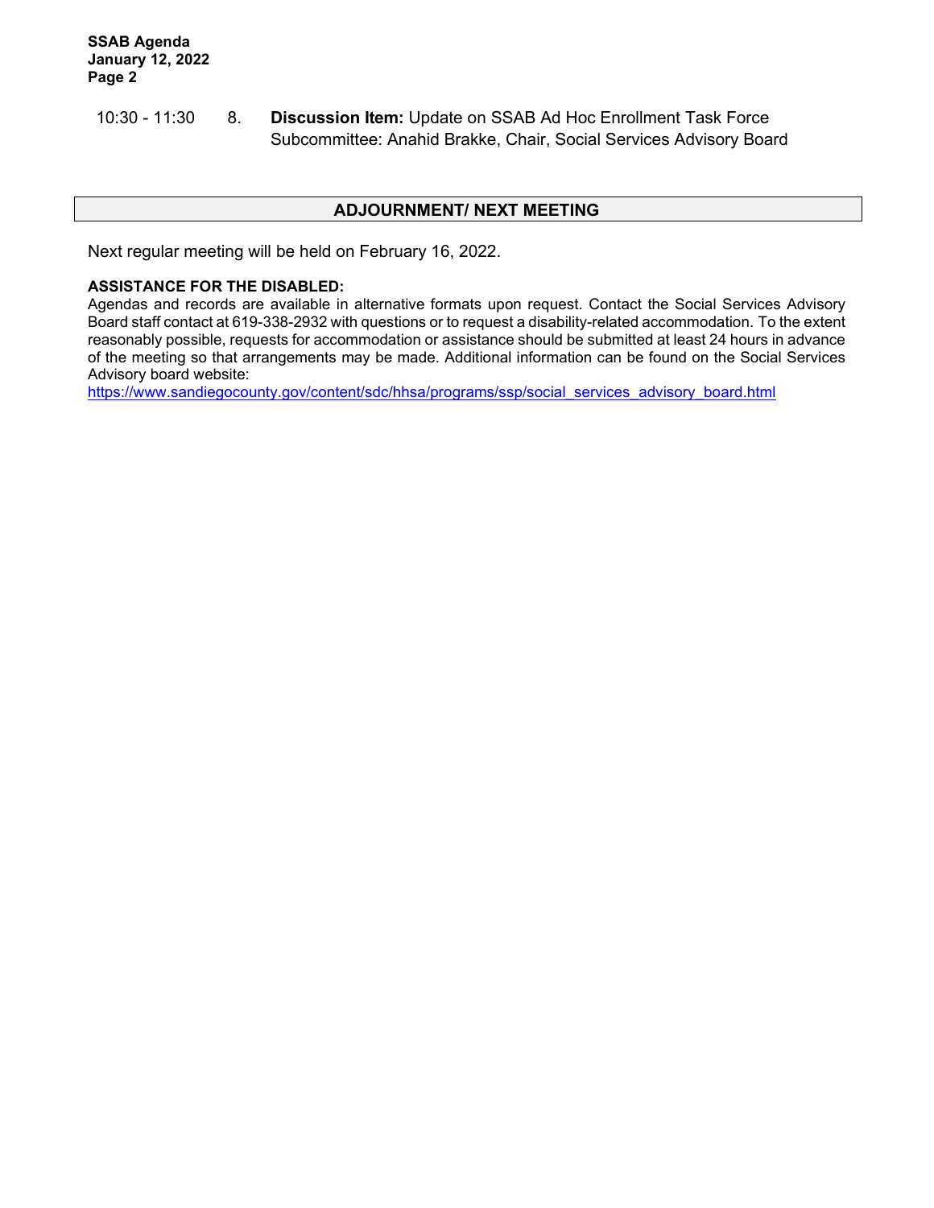| | | |
|---|---|---|
| 10:30 - 11:30 | 8. | **Discussion Item:** Update on SSAB Ad Hoc Enrollment Task Force Subcommittee: Anahid Brakke, Chair, Social Services Advisory Board |

## ADJOURNMENT/ NEXT MEETING

Next regular meeting will be held on February 16, 2022.

**ASSISTANCE FOR THE DISABLED:**
Agendas and records are available in alternative formats upon request. Contact the Social Services Advisory Board staff contact at 619-338-2932 with questions or to request a disability-related accommodation. To the extent reasonably possible, requests for accommodation or assistance should be submitted at least 24 hours in advance of the meeting so that arrangements may be made. Additional information can be found on the Social Services Advisory board website:
https://www.sandiegocounty.gov/content/sdc/hhsa/programs/ssp/social_services_advisory_board.html